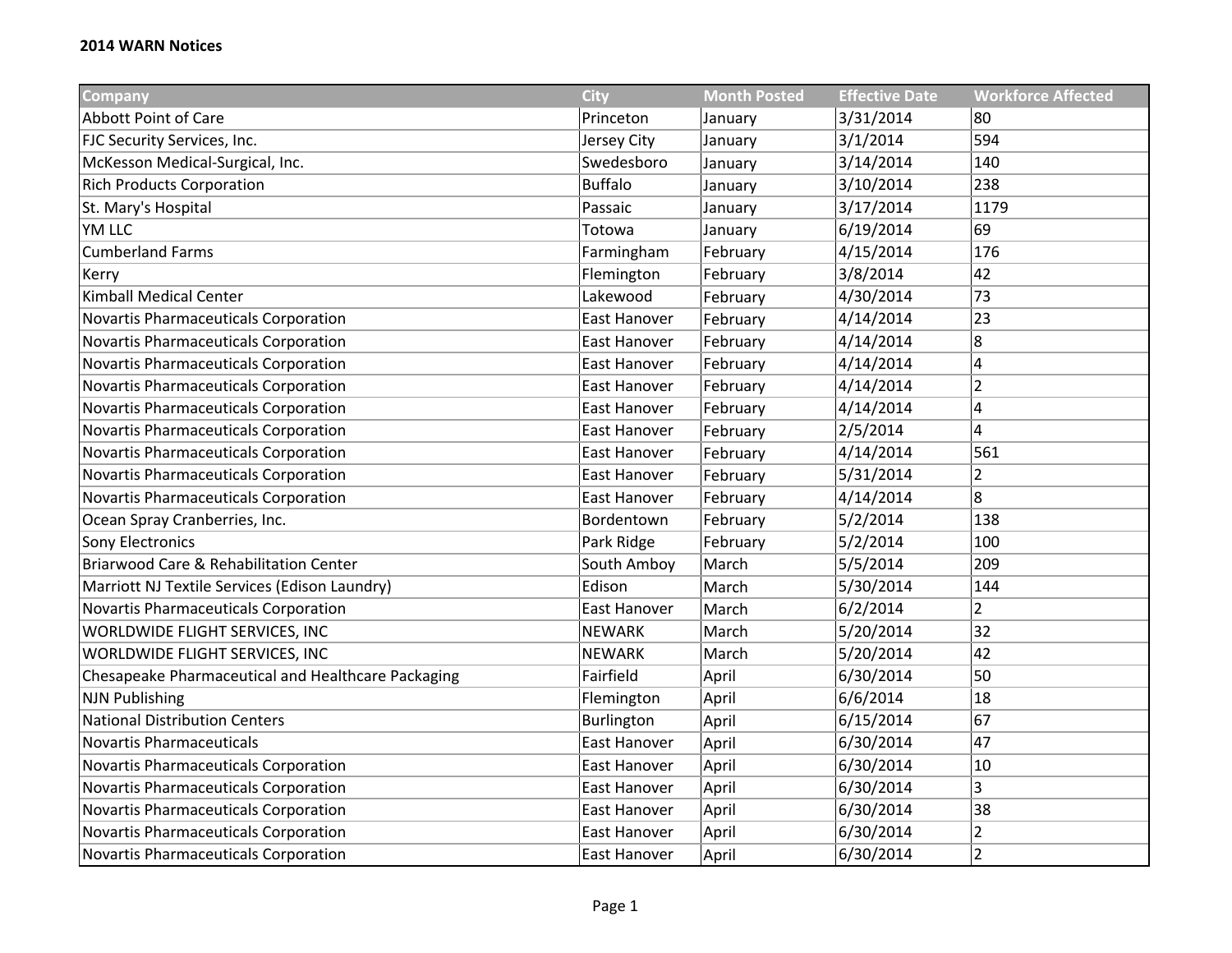**2014 WARN Notices**

| Company | City | Month Posted | Effective Date | Workforce Affected |
|---|---|---|---|---|
| Abbott Point of Care | Princeton | January | 3/31/2014 | 80 |
| FJC Security Services, Inc. | Jersey City | January | 3/1/2014 | 594 |
| McKesson Medical-Surgical, Inc. | Swedesboro | January | 3/14/2014 | 140 |
| Rich Products Corporation | Buffalo | January | 3/10/2014 | 238 |
| St. Mary's Hospital | Passaic | January | 3/17/2014 | 1179 |
| YM LLC | Totowa | January | 6/19/2014 | 69 |
| Cumberland Farms | Farmingham | February | 4/15/2014 | 176 |
| Kerry | Flemington | February | 3/8/2014 | 42 |
| Kimball Medical Center | Lakewood | February | 4/30/2014 | 73 |
| Novartis Pharmaceuticals Corporation | East Hanover | February | 4/14/2014 | 23 |
| Novartis Pharmaceuticals Corporation | East Hanover | February | 4/14/2014 | 8 |
| Novartis Pharmaceuticals Corporation | East Hanover | February | 4/14/2014 | 4 |
| Novartis Pharmaceuticals Corporation | East Hanover | February | 4/14/2014 | 2 |
| Novartis Pharmaceuticals Corporation | East Hanover | February | 4/14/2014 | 4 |
| Novartis Pharmaceuticals Corporation | East Hanover | February | 2/5/2014 | 4 |
| Novartis Pharmaceuticals Corporation | East Hanover | February | 4/14/2014 | 561 |
| Novartis Pharmaceuticals Corporation | East Hanover | February | 5/31/2014 | 2 |
| Novartis Pharmaceuticals Corporation | East Hanover | February | 4/14/2014 | 8 |
| Ocean Spray Cranberries, Inc. | Bordentown | February | 5/2/2014 | 138 |
| Sony Electronics | Park Ridge | February | 5/2/2014 | 100 |
| Briarwood Care & Rehabilitation Center | South Amboy | March | 5/5/2014 | 209 |
| Marriott NJ Textile Services (Edison Laundry) | Edison | March | 5/30/2014 | 144 |
| Novartis Pharmaceuticals Corporation | East Hanover | March | 6/2/2014 | 2 |
| WORLDWIDE FLIGHT SERVICES, INC | NEWARK | March | 5/20/2014 | 32 |
| WORLDWIDE FLIGHT SERVICES, INC | NEWARK | March | 5/20/2014 | 42 |
| Chesapeake Pharmaceutical and Healthcare Packaging | Fairfield | April | 6/30/2014 | 50 |
| NJN Publishing | Flemington | April | 6/6/2014 | 18 |
| National Distribution Centers | Burlington | April | 6/15/2014 | 67 |
| Novartis Pharmaceuticals | East Hanover | April | 6/30/2014 | 47 |
| Novartis Pharmaceuticals Corporation | East Hanover | April | 6/30/2014 | 10 |
| Novartis Pharmaceuticals Corporation | East Hanover | April | 6/30/2014 | 3 |
| Novartis Pharmaceuticals Corporation | East Hanover | April | 6/30/2014 | 38 |
| Novartis Pharmaceuticals Corporation | East Hanover | April | 6/30/2014 | 2 |
| Novartis Pharmaceuticals Corporation | East Hanover | April | 6/30/2014 | 2 |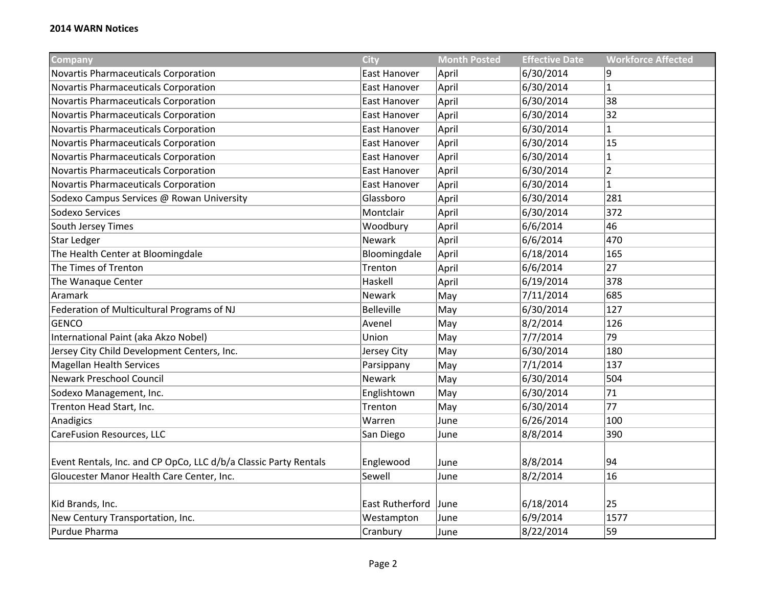**2014 WARN Notices**

| Company | City | Month Posted | Effective Date | Workforce Affected |
|---|---|---|---|---|
| Novartis Pharmaceuticals Corporation | East Hanover | April | 6/30/2014 | 9 |
| Novartis Pharmaceuticals Corporation | East Hanover | April | 6/30/2014 | 1 |
| Novartis Pharmaceuticals Corporation | East Hanover | April | 6/30/2014 | 38 |
| Novartis Pharmaceuticals Corporation | East Hanover | April | 6/30/2014 | 32 |
| Novartis Pharmaceuticals Corporation | East Hanover | April | 6/30/2014 | 1 |
| Novartis Pharmaceuticals Corporation | East Hanover | April | 6/30/2014 | 15 |
| Novartis Pharmaceuticals Corporation | East Hanover | April | 6/30/2014 | 1 |
| Novartis Pharmaceuticals Corporation | East Hanover | April | 6/30/2014 | 2 |
| Novartis Pharmaceuticals Corporation | East Hanover | April | 6/30/2014 | 1 |
| Sodexo Campus Services @ Rowan University | Glassboro | April | 6/30/2014 | 281 |
| Sodexo Services | Montclair | April | 6/30/2014 | 372 |
| South Jersey Times | Woodbury | April | 6/6/2014 | 46 |
| Star Ledger | Newark | April | 6/6/2014 | 470 |
| The Health Center at Bloomingdale | Bloomingdale | April | 6/18/2014 | 165 |
| The Times of Trenton | Trenton | April | 6/6/2014 | 27 |
| The Wanaque Center | Haskell | April | 6/19/2014 | 378 |
| Aramark | Newark | May | 7/11/2014 | 685 |
| Federation of Multicultural Programs of NJ | Belleville | May | 6/30/2014 | 127 |
| GENCO | Avenel | May | 8/2/2014 | 126 |
| International Paint (aka Akzo Nobel) | Union | May | 7/7/2014 | 79 |
| Jersey City Child Development Centers, Inc. | Jersey City | May | 6/30/2014 | 180 |
| Magellan Health Services | Parsippany | May | 7/1/2014 | 137 |
| Newark Preschool Council | Newark | May | 6/30/2014 | 504 |
| Sodexo Management, Inc. | Englishtown | May | 6/30/2014 | 71 |
| Trenton Head Start, Inc. | Trenton | May | 6/30/2014 | 77 |
| Anadigics | Warren | June | 6/26/2014 | 100 |
| CareFusion Resources, LLC | San Diego | June | 8/8/2014 | 390 |
| Event Rentals, Inc. and CP OpCo, LLC d/b/a Classic Party Rentals | Englewood | June | 8/8/2014 | 94 |
| Gloucester Manor Health Care Center, Inc. | Sewell | June | 8/2/2014 | 16 |
| Kid Brands, Inc. | East Rutherford | June | 6/18/2014 | 25 |
| New Century Transportation, Inc. | Westampton | June | 6/9/2014 | 1577 |
| Purdue Pharma | Cranbury | June | 8/22/2014 | 59 |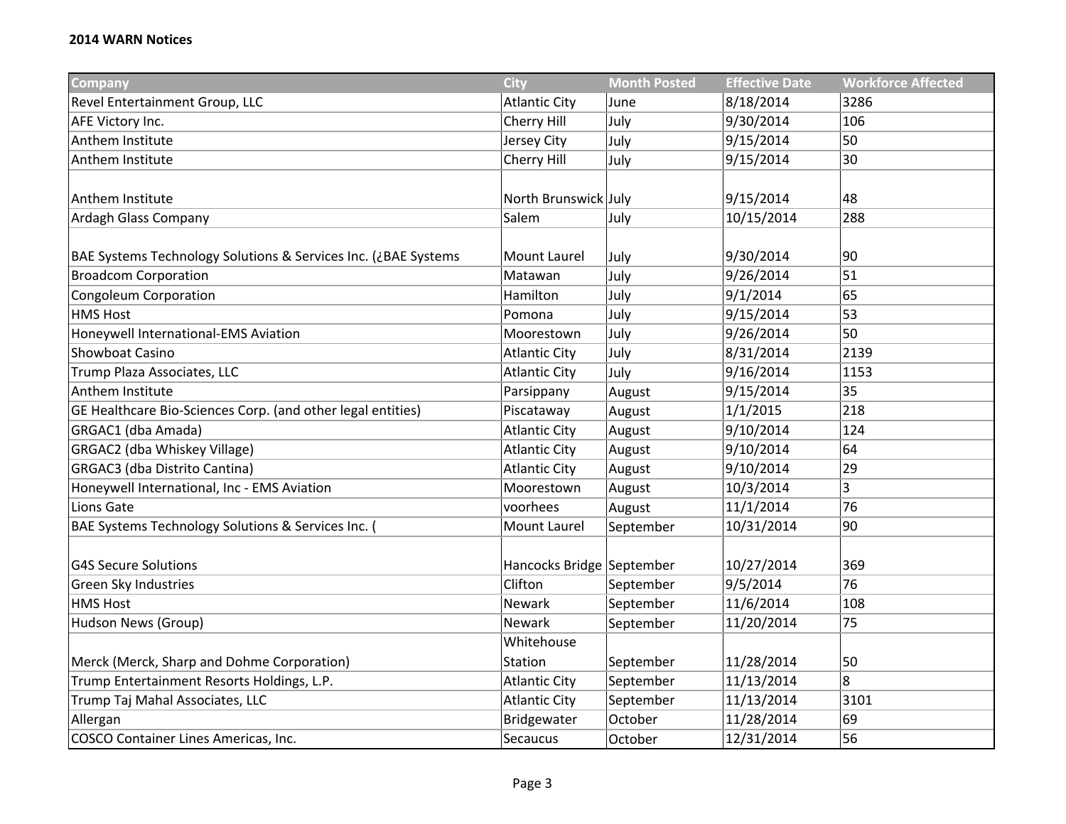**2014 WARN Notices**

| Company | City | Month Posted | Effective Date | Workforce Affected |
|---|---|---|---|---|
| Revel Entertainment Group, LLC | Atlantic City | June | 8/18/2014 | 3286 |
| AFE Victory Inc. | Cherry Hill | July | 9/30/2014 | 106 |
| Anthem Institute | Jersey City | July | 9/15/2014 | 50 |
| Anthem Institute | Cherry Hill | July | 9/15/2014 | 30 |
| Anthem Institute | North Brunswick | July | 9/15/2014 | 48 |
| Ardagh Glass Company | Salem | July | 10/15/2014 | 288 |
| BAE Systems Technology Solutions & Services Inc. (¿BAE Systems | Mount Laurel | July | 9/30/2014 | 90 |
| Broadcom Corporation | Matawan | July | 9/26/2014 | 51 |
| Congoleum Corporation | Hamilton | July | 9/1/2014 | 65 |
| HMS Host | Pomona | July | 9/15/2014 | 53 |
| Honeywell International-EMS Aviation | Moorestown | July | 9/26/2014 | 50 |
| Showboat Casino | Atlantic City | July | 8/31/2014 | 2139 |
| Trump Plaza Associates, LLC | Atlantic City | July | 9/16/2014 | 1153 |
| Anthem Institute | Parsippany | August | 9/15/2014 | 35 |
| GE Healthcare Bio-Sciences Corp. (and other legal entities) | Piscataway | August | 1/1/2015 | 218 |
| GRGAC1 (dba Amada) | Atlantic City | August | 9/10/2014 | 124 |
| GRGAC2 (dba Whiskey Village) | Atlantic City | August | 9/10/2014 | 64 |
| GRGAC3 (dba Distrito Cantina) | Atlantic City | August | 9/10/2014 | 29 |
| Honeywell International, Inc - EMS Aviation | Moorestown | August | 10/3/2014 | 3 |
| Lions Gate | voorhees | August | 11/1/2014 | 76 |
| BAE Systems Technology Solutions & Services Inc. ( | Mount Laurel | September | 10/31/2014 | 90 |
| G4S Secure Solutions | Hancocks Bridge | September | 10/27/2014 | 369 |
| Green Sky Industries | Clifton | September | 9/5/2014 | 76 |
| HMS Host | Newark | September | 11/6/2014 | 108 |
| Hudson News (Group) | Newark | September | 11/20/2014 | 75 |
| Merck (Merck, Sharp and Dohme Corporation) | Whitehouse Station | September | 11/28/2014 | 50 |
| Trump Entertainment Resorts Holdings, L.P. | Atlantic City | September | 11/13/2014 | 8 |
| Trump Taj Mahal Associates, LLC | Atlantic City | September | 11/13/2014 | 3101 |
| Allergan | Bridgewater | October | 11/28/2014 | 69 |
| COSCO Container Lines Americas, Inc. | Secaucus | October | 12/31/2014 | 56 |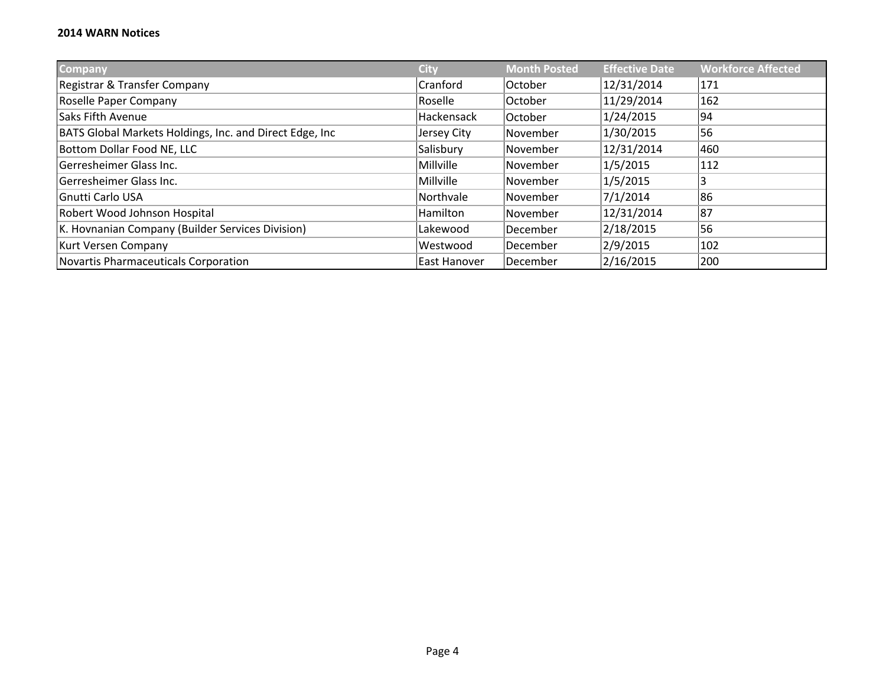**2014 WARN Notices**

| Company | City | Month Posted | Effective Date | Workforce Affected |
|---|---|---|---|---|
| Registrar & Transfer Company | Cranford | October | 12/31/2014 | 171 |
| Roselle Paper Company | Roselle | October | 11/29/2014 | 162 |
| Saks Fifth Avenue | Hackensack | October | 1/24/2015 | 94 |
| BATS Global Markets Holdings, Inc. and Direct Edge, Inc | Jersey City | November | 1/30/2015 | 56 |
| Bottom Dollar Food NE, LLC | Salisbury | November | 12/31/2014 | 460 |
| Gerresheimer Glass Inc. | Millville | November | 1/5/2015 | 112 |
| Gerresheimer Glass Inc. | Millville | November | 1/5/2015 | 3 |
| Gnutti Carlo USA | Northvale | November | 7/1/2014 | 86 |
| Robert Wood Johnson Hospital | Hamilton | November | 12/31/2014 | 87 |
| K. Hovnanian Company (Builder Services Division) | Lakewood | December | 2/18/2015 | 56 |
| Kurt Versen Company | Westwood | December | 2/9/2015 | 102 |
| Novartis Pharmaceuticals Corporation | East Hanover | December | 2/16/2015 | 200 |